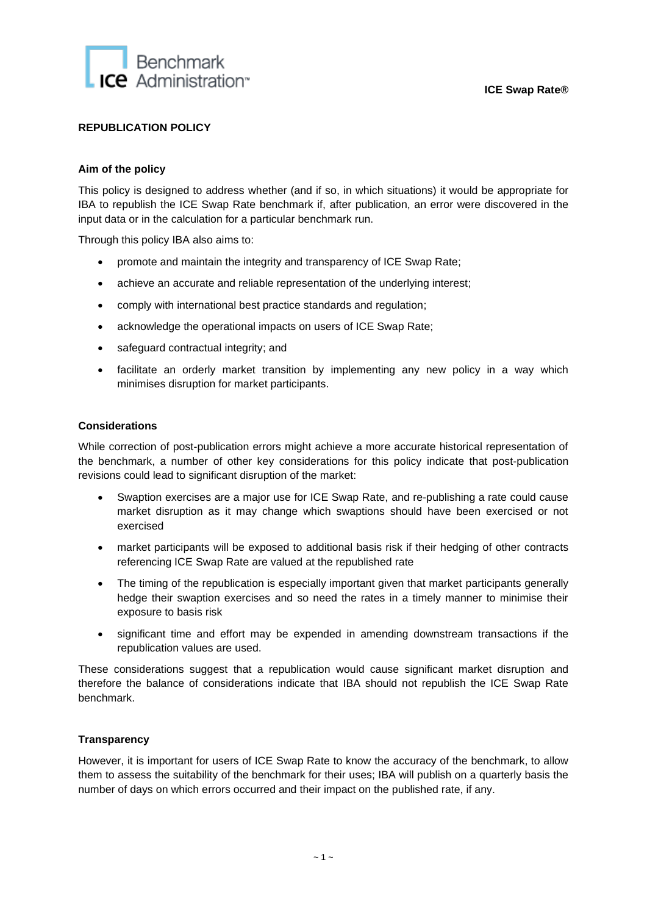**ICE Swap Rate®**

## REPUBLICATION POLICY

### Aim of the policy

This policy is designed to address whether (and if so, in which situations) it would be appropriate for IBA to republish the ICE Swap Rate benchmark if, after publication, an error were discovered in the input data or in the calculation for a particular benchmark run.

Through this policy IBA also aims to:

- promote and maintain the integrity and transparency of ICE Swap Rate;
- achieve an accurate and reliable representation of the underlying interest;
- comply with international best practice standards and regulation;
- acknowledge the operational impacts on users of ICE Swap Rate;
- safeguard contractual integrity; and
- facilitate an orderly market transition by implementing any new policy in a way which minimises disruption for market participants.

### Considerations

While correction of post-publication errors might achieve a more accurate historical representation of the benchmark, a number of other key considerations for this policy indicate that post-publication revisions could lead to significant disruption of the market:

- Swaption exercises are a major use for ICE Swap Rate, and re-publishing a rate could cause market disruption as it may change which swaptions should have been exercised or not exercised
- market participants will be exposed to additional basis risk if their hedging of other contracts referencing ICE Swap Rate are valued at the republished rate
- The timing of the republication is especially important given that market participants generally hedge their swaption exercises and so need the rates in a timely manner to minimise their exposure to basis risk
- significant time and effort may be expended in amending downstream transactions if the republication values are used.

These considerations suggest that a republication would cause significant market disruption and therefore the balance of considerations indicate that IBA should not republish the ICE Swap Rate benchmark.

### Transparency

However, it is important for users of ICE Swap Rate to know the accuracy of the benchmark, to allow them to assess the suitability of the benchmark for their uses; IBA will publish on a quarterly basis the number of days on which errors occurred and their impact on the published rate, if any.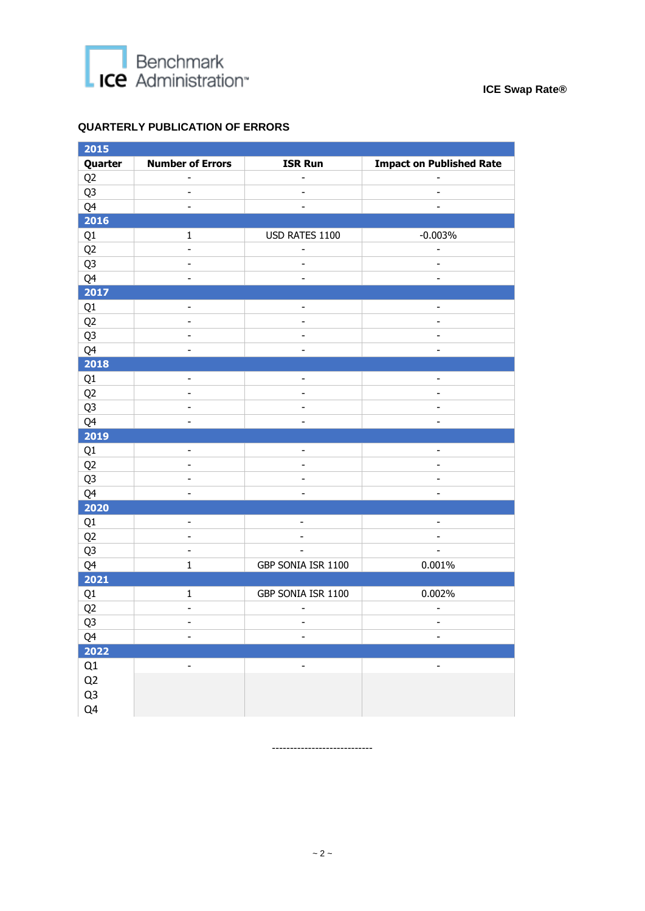ICE Swap Rate®

## QUARTERLY PUBLICATION OF ERRORS

| Quarter | Number of Errors | ISR Run | Impact on Published Rate |
|---|---|---|---|
| **2015** | | | |
| Q2 | - | - | - |
| Q3 | - | - | - |
| Q4 | - | - | - |
| **2016** | | | |
| Q1 | 1 | USD RATES 1100 | -0.003% |
| Q2 | - | - | - |
| Q3 | - | - | - |
| Q4 | - | - | - |
| **2017** | | | |
| Q1 | - | - | - |
| Q2 | - | - | - |
| Q3 | - | - | - |
| Q4 | - | - | - |
| **2018** | | | |
| Q1 | - | - | - |
| Q2 | - | - | - |
| Q3 | - | - | - |
| Q4 | - | - | - |
| **2019** | | | |
| Q1 | - | - | - |
| Q2 | - | - | - |
| Q3 | - | - | - |
| Q4 | - | - | - |
| **2020** | | | |
| Q1 | - | - | - |
| Q2 | - | - | - |
| Q3 | - | - | - |
| Q4 | 1 | GBP SONIA ISR 1100 | 0.001% |
| **2021** | | | |
| Q1 | 1 | GBP SONIA ISR 1100 | 0.002% |
| Q2 | - | - | - |
| Q3 | - | - | - |
| Q4 | - | - | - |
| **2022** | | | |
| Q1 | - | - | - |
| Q2 | | | |
| Q3 | | | |
| Q4 | | | |

----------------------------